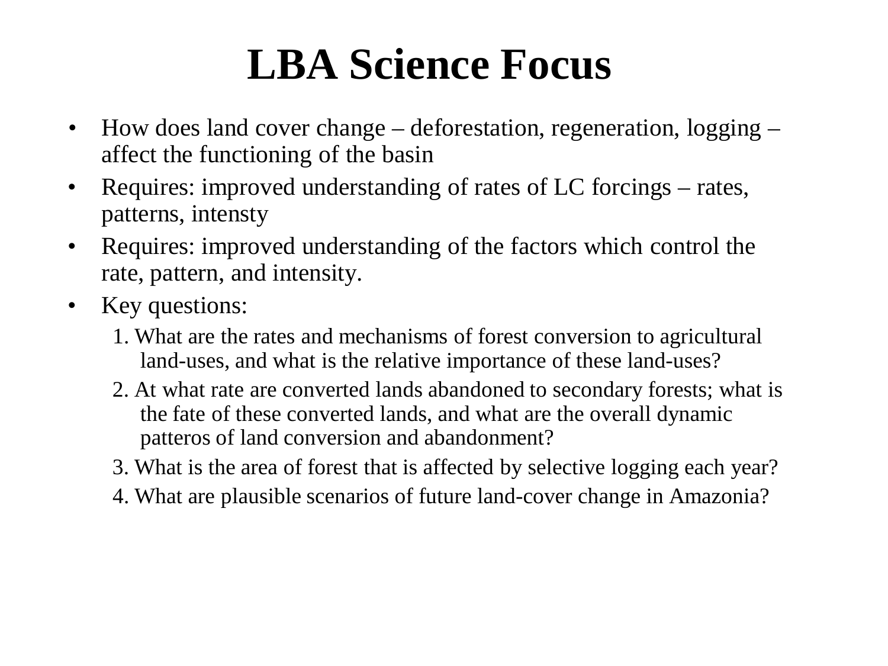# LBA Science Focus

- How does land cover change – deforestation, regeneration, logging – affect the functioning of the basin
- Requires: improved understanding of rates of LC forcings – rates, patterns, intensty
- Requires: improved understanding of the factors which control the rate, pattern, and intensity.
- Key questions:
  1. What are the rates and mechanisms of forest conversion to agricultural land-uses, and what is the relative importance of these land-uses?
  2. At what rate are converted lands abandoned to secondary forests; what is the fate of these converted lands, and what are the overall dynamic patteros of land conversion and abandonment?
  3. What is the area of forest that is affected by selective logging each year?
  4. What are plausible scenarios of future land-cover change in Amazonia?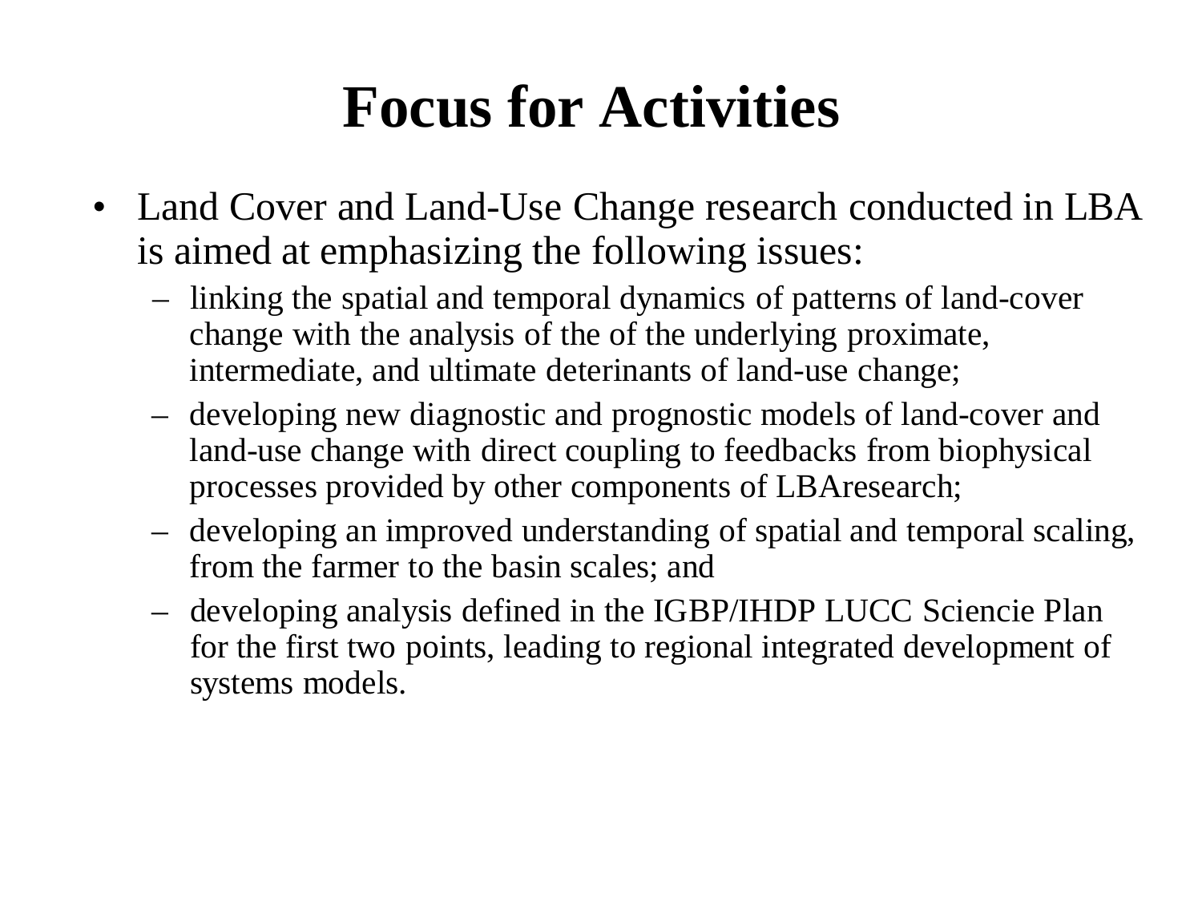# Focus for Activities

- Land Cover and Land-Use Change research conducted in LBA is aimed at emphasizing the following issues:
  - linking the spatial and temporal dynamics of patterns of land-cover change with the analysis of the of the underlying proximate, intermediate, and ultimate deterinants of land-use change;
  - developing new diagnostic and prognostic models of land-cover and land-use change with direct coupling to feedbacks from biophysical processes provided by other components of LBAresearch;
  - developing an improved understanding of spatial and temporal scaling, from the farmer to the basin scales; and
  - developing analysis defined in the IGBP/IHDP LUCC Sciencie Plan for the first two points, leading to regional integrated development of systems models.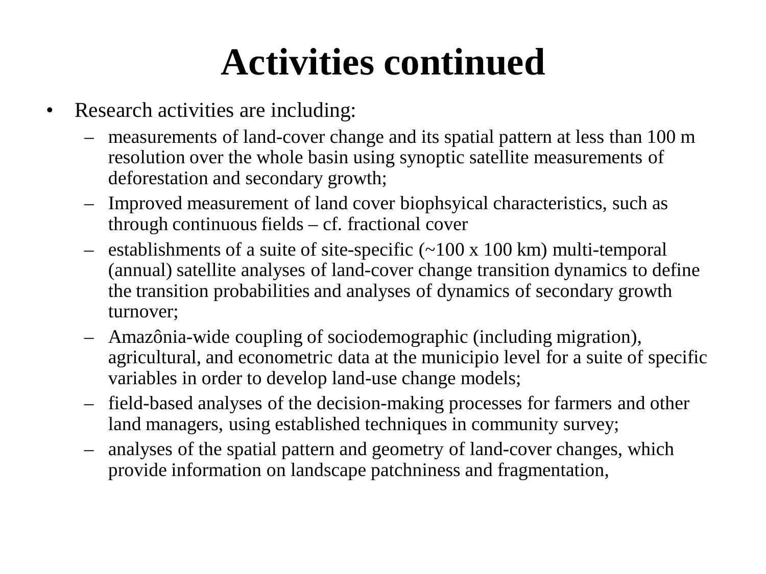# Activities continued

- Research activities are including:
  - measurements of land-cover change and its spatial pattern at less than 100 m resolution over the whole basin using synoptic satellite measurements of deforestation and secondary growth;
  - Improved measurement of land cover biophsyical characteristics, such as through continuous fields – cf. fractional cover
  - establishments of a suite of site-specific (~100 x 100 km) multi-temporal (annual) satellite analyses of land-cover change transition dynamics to define the transition probabilities and analyses of dynamics of secondary growth turnover;
  - Amazônia-wide coupling of sociodemographic (including migration), agricultural, and econometric data at the municipio level for a suite of specific variables in order to develop land-use change models;
  - field-based analyses of the decision-making processes for farmers and other land managers, using established techniques in community survey;
  - analyses of the spatial pattern and geometry of land-cover changes, which provide information on landscape patchniness and fragmentation,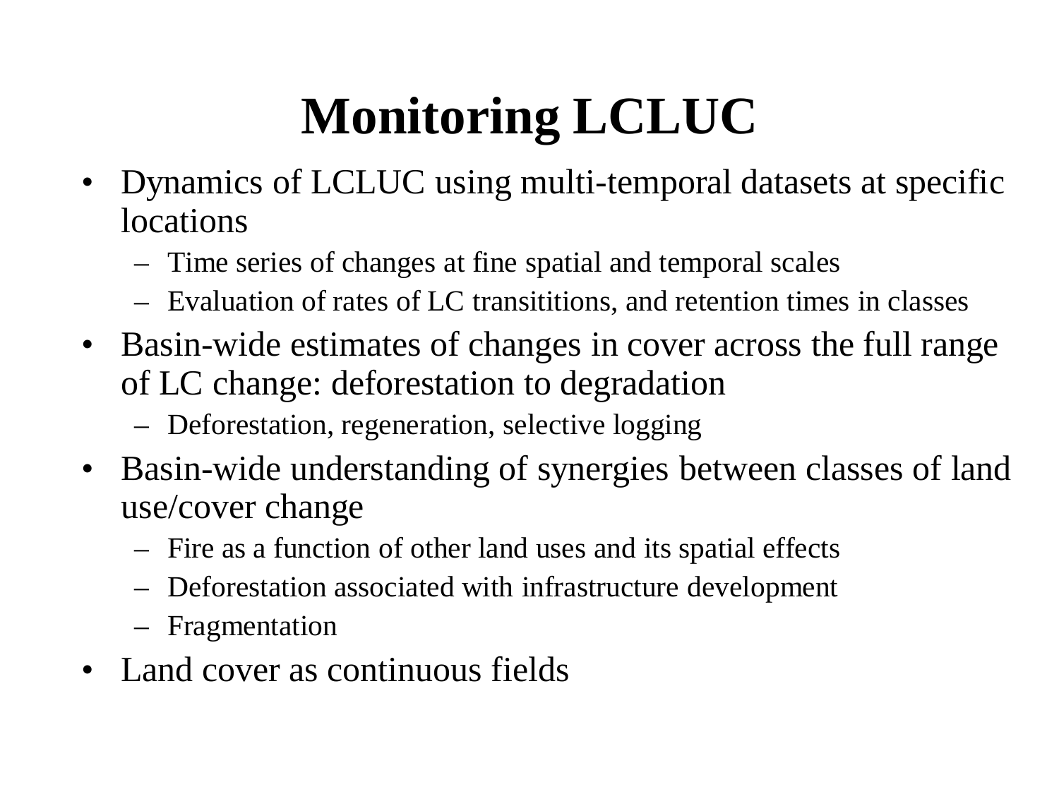# Monitoring LCLUC

- Dynamics of LCLUC using multi-temporal datasets at specific locations
  - Time series of changes at fine spatial and temporal scales
  - Evaluation of rates of LC transititions, and retention times in classes
- Basin-wide estimates of changes in cover across the full range of LC change: deforestation to degradation
  - Deforestation, regeneration, selective logging
- Basin-wide understanding of synergies between classes of land use/cover change
  - Fire as a function of other land uses and its spatial effects
  - Deforestation associated with infrastructure development
  - Fragmentation
- Land cover as continuous fields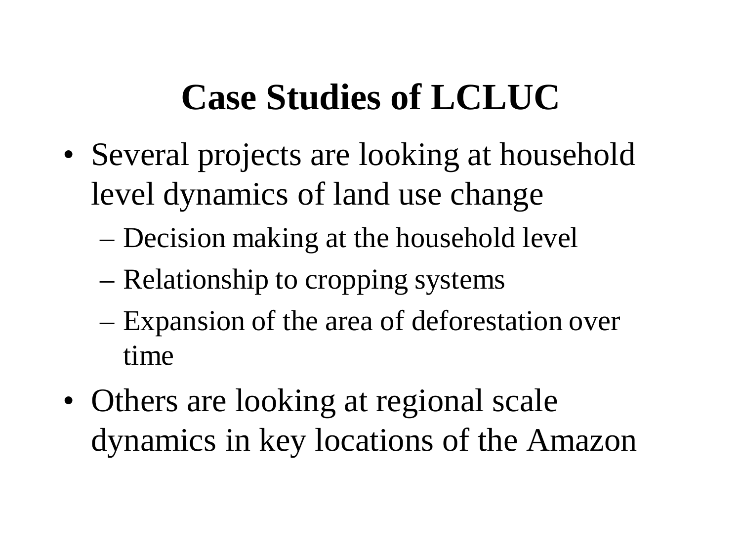# Case Studies of LCLUC

- Several projects are looking at household level dynamics of land use change
  - Decision making at the household level
  - Relationship to cropping systems
  - Expansion of the area of deforestation over time
- Others are looking at regional scale dynamics in key locations of the Amazon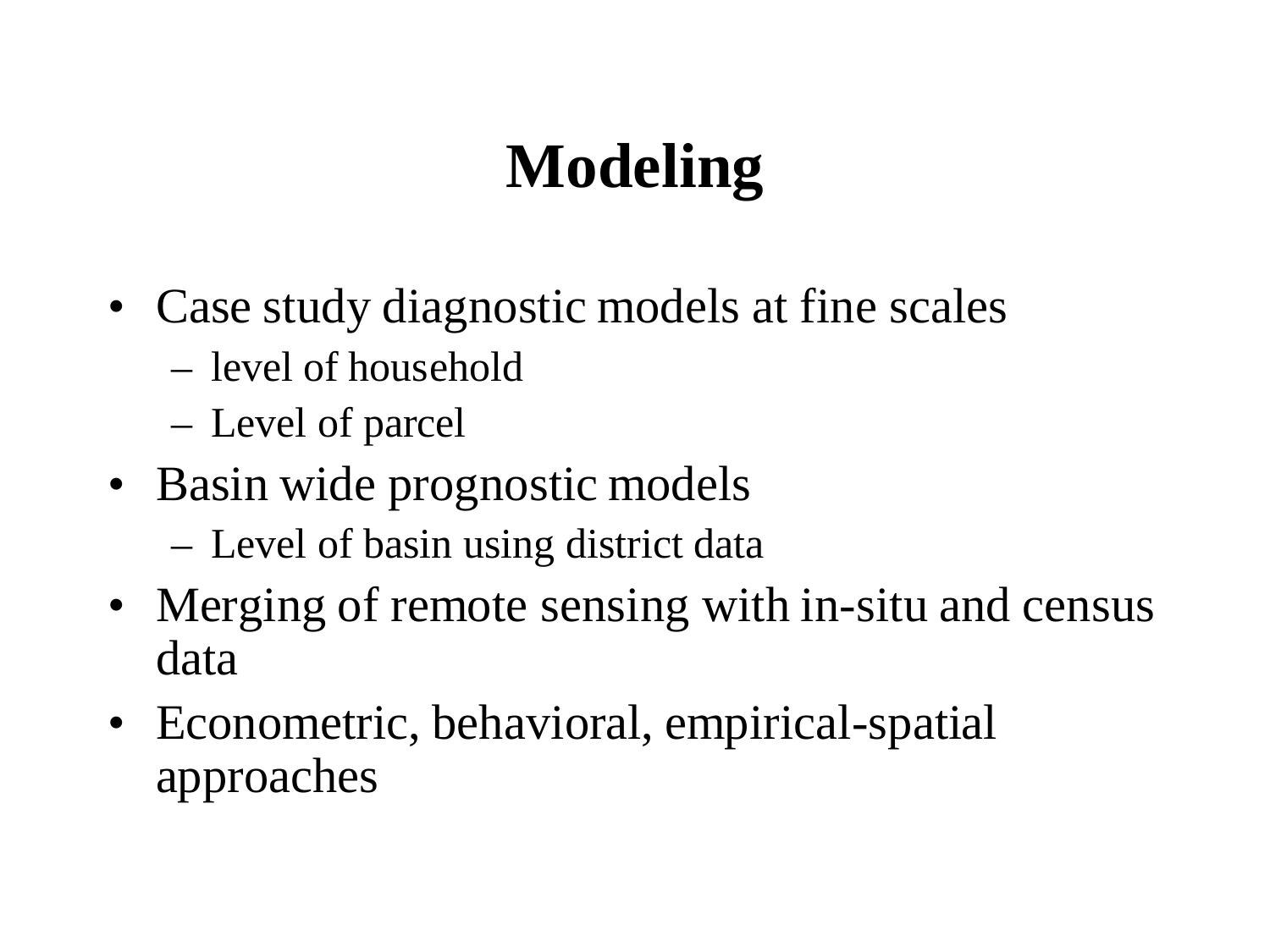# Modeling

- Case study diagnostic models at fine scales
  - level of household
  - Level of parcel
- Basin wide prognostic models
  - Level of basin using district data
- Merging of remote sensing with in-situ and census data
- Econometric, behavioral, empirical-spatial approaches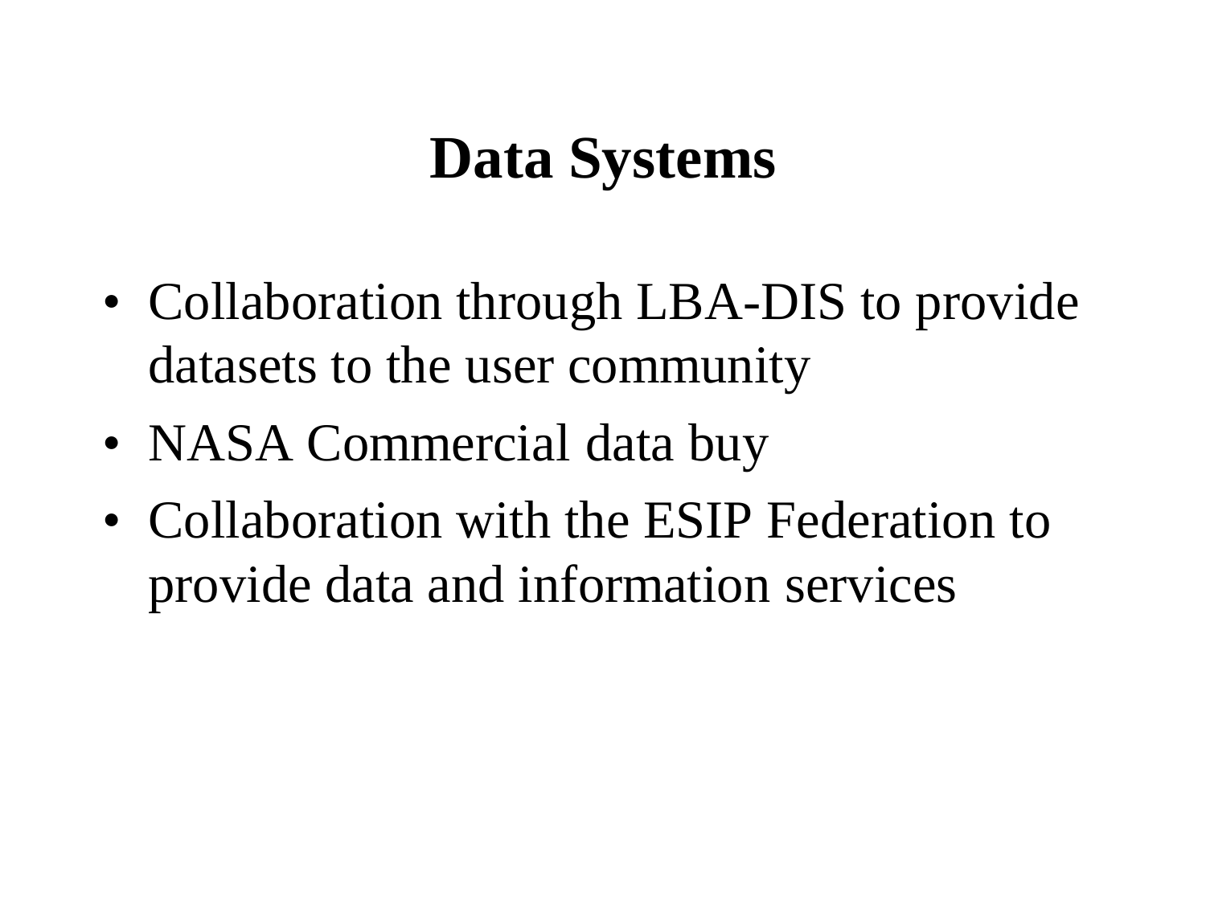# Data Systems

- Collaboration through LBA-DIS to provide datasets to the user community
- NASA Commercial data buy
- Collaboration with the ESIP Federation to provide data and information services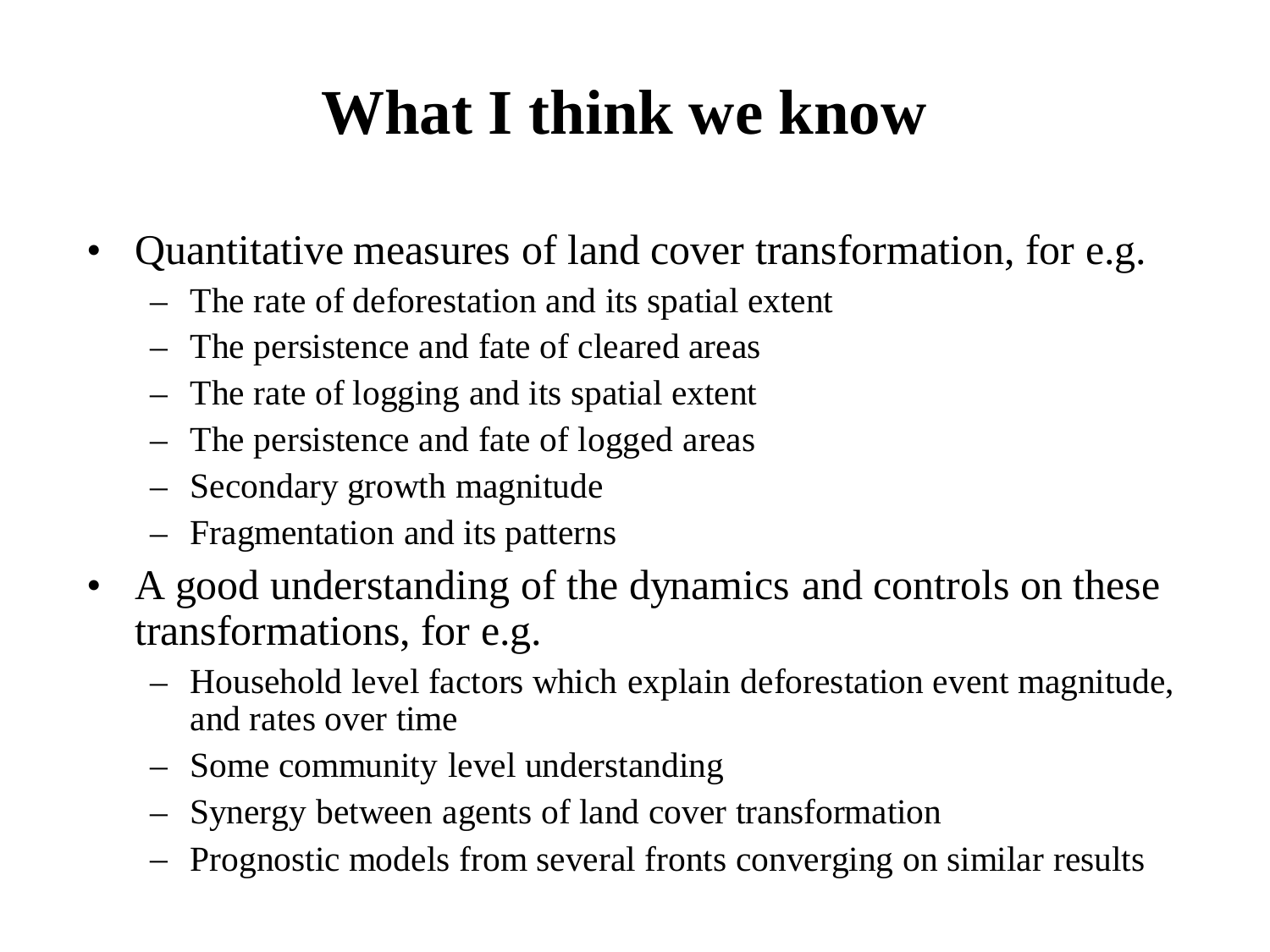# What I think we know

- Quantitative measures of land cover transformation, for e.g.
  - The rate of deforestation and its spatial extent
  - The persistence and fate of cleared areas
  - The rate of logging and its spatial extent
  - The persistence and fate of logged areas
  - Secondary growth magnitude
  - Fragmentation and its patterns
- A good understanding of the dynamics and controls on these transformations, for e.g.
  - Household level factors which explain deforestation event magnitude, and rates over time
  - Some community level understanding
  - Synergy between agents of land cover transformation
  - Prognostic models from several fronts converging on similar results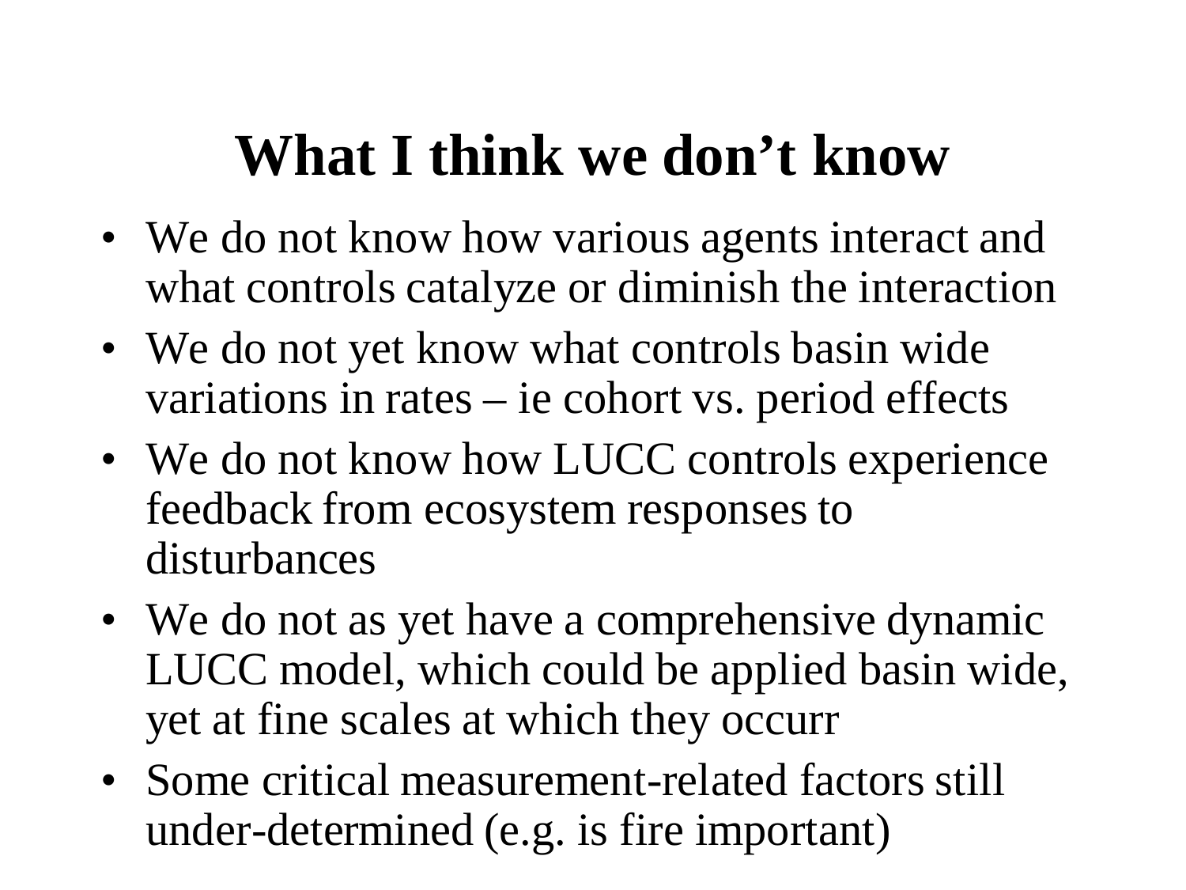# What I think we don't know

- We do not know how various agents interact and what controls catalyze or diminish the interaction
- We do not yet know what controls basin wide variations in rates – ie cohort vs. period effects
- We do not know how LUCC controls experience feedback from ecosystem responses to disturbances
- We do not as yet have a comprehensive dynamic LUCC model, which could be applied basin wide, yet at fine scales at which they occurr
- Some critical measurement-related factors still under-determined (e.g. is fire important)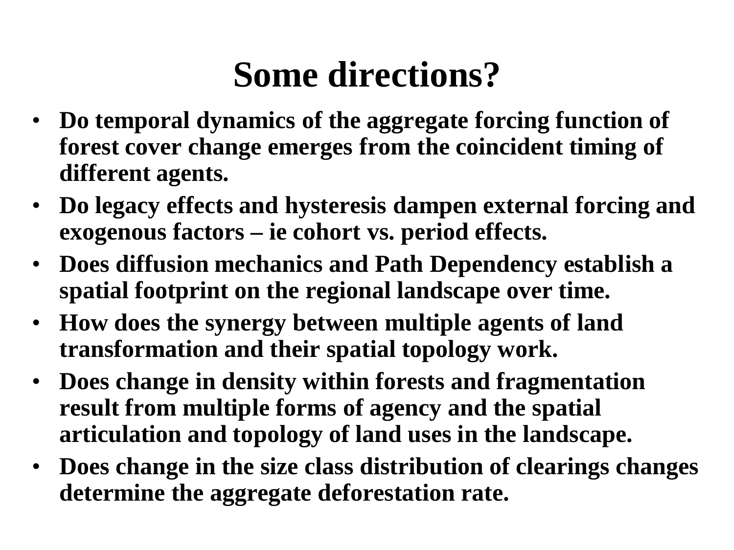# Some directions?

- **Do temporal dynamics of the aggregate forcing function of forest cover change emerges from the coincident timing of different agents.**
- **Do legacy effects and hysteresis dampen external forcing and exogenous factors – ie cohort vs. period effects.**
- **Does diffusion mechanics and Path Dependency establish a spatial footprint on the regional landscape over time.**
- **How does the synergy between multiple agents of land transformation and their spatial topology work.**
- **Does change in density within forests and fragmentation result from multiple forms of agency and the spatial articulation and topology of land uses in the landscape.**
- **Does change in the size class distribution of clearings changes determine the aggregate deforestation rate.**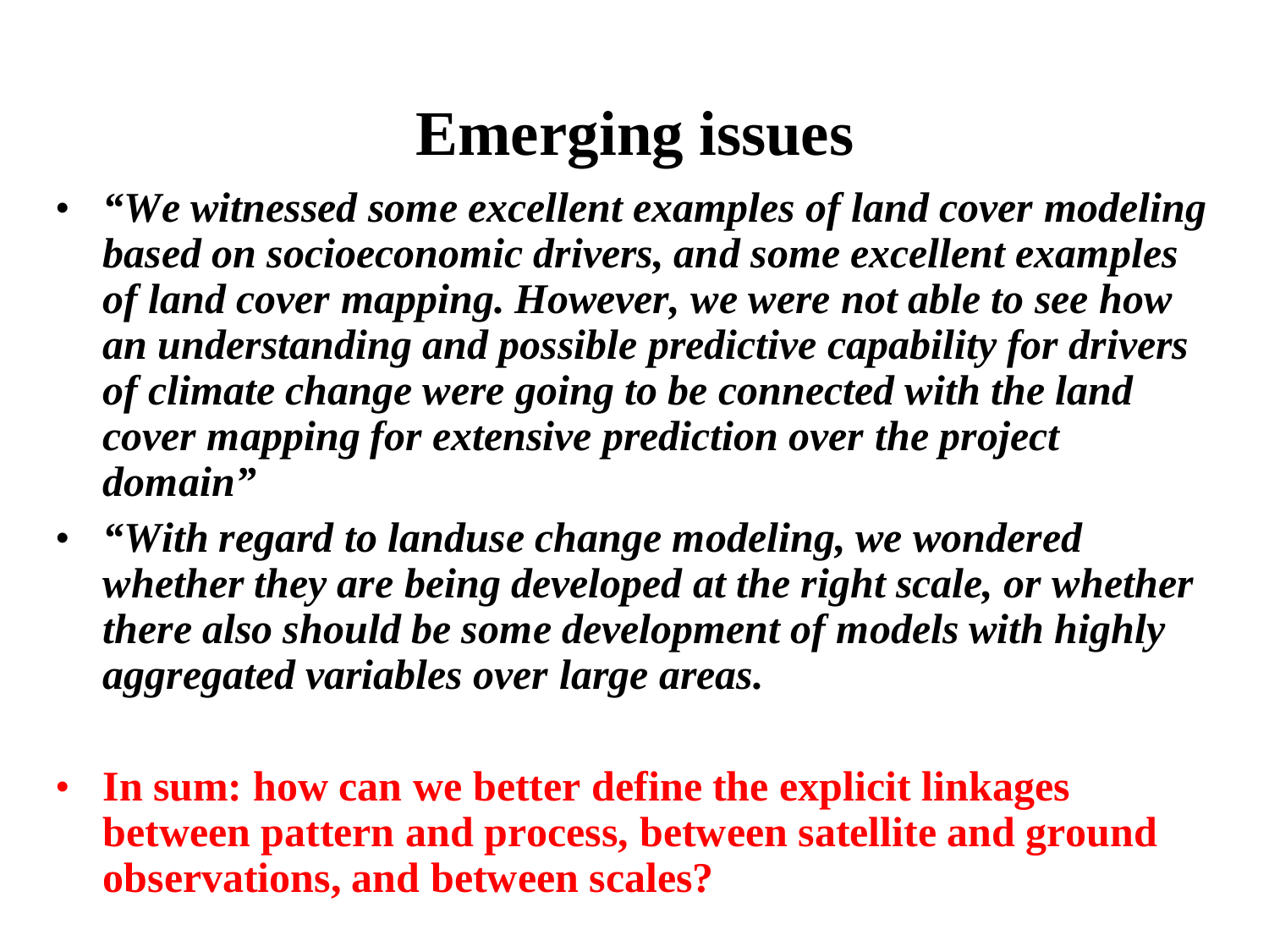# Emerging issues

- ***"We witnessed some excellent examples of land cover modeling based on socioeconomic drivers, and some excellent examples of land cover mapping. However, we were not able to see how an understanding and possible predictive capability for drivers of climate change were going to be connected with the land cover mapping for extensive prediction over the project domain"***
- ***"With regard to landuse change modeling, we wondered whether they are being developed at the right scale, or whether there also should be some development of models with highly aggregated variables over large areas.***

- **In sum: how can we better define the explicit linkages between pattern and process, between satellite and ground observations, and between scales?**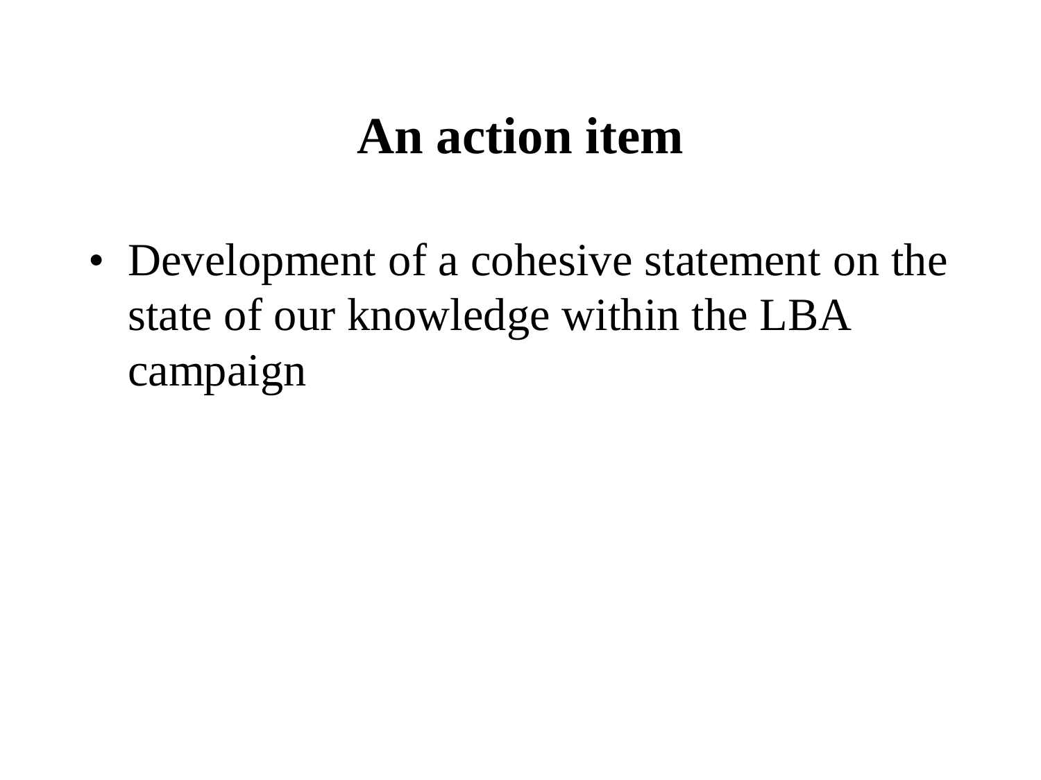# An action item

- Development of a cohesive statement on the state of our knowledge within the LBA campaign